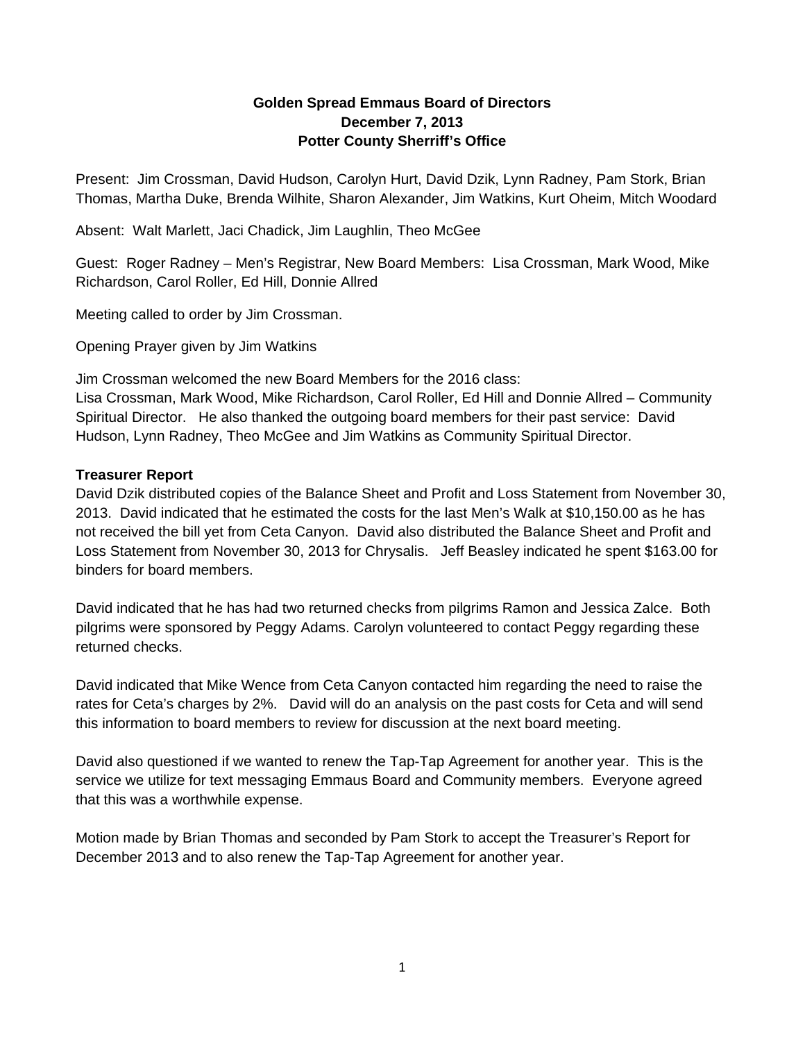# Golden Spread Emmaus Board of Directors
## December 7, 2013
## Potter County Sherriff's Office

Present: Jim Crossman, David Hudson, Carolyn Hurt, David Dzik, Lynn Radney, Pam Stork, Brian Thomas, Martha Duke, Brenda Wilhite, Sharon Alexander, Jim Watkins, Kurt Oheim, Mitch Woodard

Absent: Walt Marlett, Jaci Chadick, Jim Laughlin, Theo McGee

Guest: Roger Radney – Men's Registrar, New Board Members: Lisa Crossman, Mark Wood, Mike Richardson, Carol Roller, Ed Hill, Donnie Allred

Meeting called to order by Jim Crossman.

Opening Prayer given by Jim Watkins

Jim Crossman welcomed the new Board Members for the 2016 class:
Lisa Crossman, Mark Wood, Mike Richardson, Carol Roller, Ed Hill and Donnie Allred – Community Spiritual Director. He also thanked the outgoing board members for their past service: David Hudson, Lynn Radney, Theo McGee and Jim Watkins as Community Spiritual Director.

**Treasurer Report**

David Dzik distributed copies of the Balance Sheet and Profit and Loss Statement from November 30, 2013. David indicated that he estimated the costs for the last Men's Walk at $10,150.00 as he has not received the bill yet from Ceta Canyon. David also distributed the Balance Sheet and Profit and Loss Statement from November 30, 2013 for Chrysalis. Jeff Beasley indicated he spent $163.00 for binders for board members.

David indicated that he has had two returned checks from pilgrims Ramon and Jessica Zalce. Both pilgrims were sponsored by Peggy Adams. Carolyn volunteered to contact Peggy regarding these returned checks.

David indicated that Mike Wence from Ceta Canyon contacted him regarding the need to raise the rates for Ceta's charges by 2%. David will do an analysis on the past costs for Ceta and will send this information to board members to review for discussion at the next board meeting.

David also questioned if we wanted to renew the Tap-Tap Agreement for another year. This is the service we utilize for text messaging Emmaus Board and Community members. Everyone agreed that this was a worthwhile expense.

Motion made by Brian Thomas and seconded by Pam Stork to accept the Treasurer's Report for December 2013 and to also renew the Tap-Tap Agreement for another year.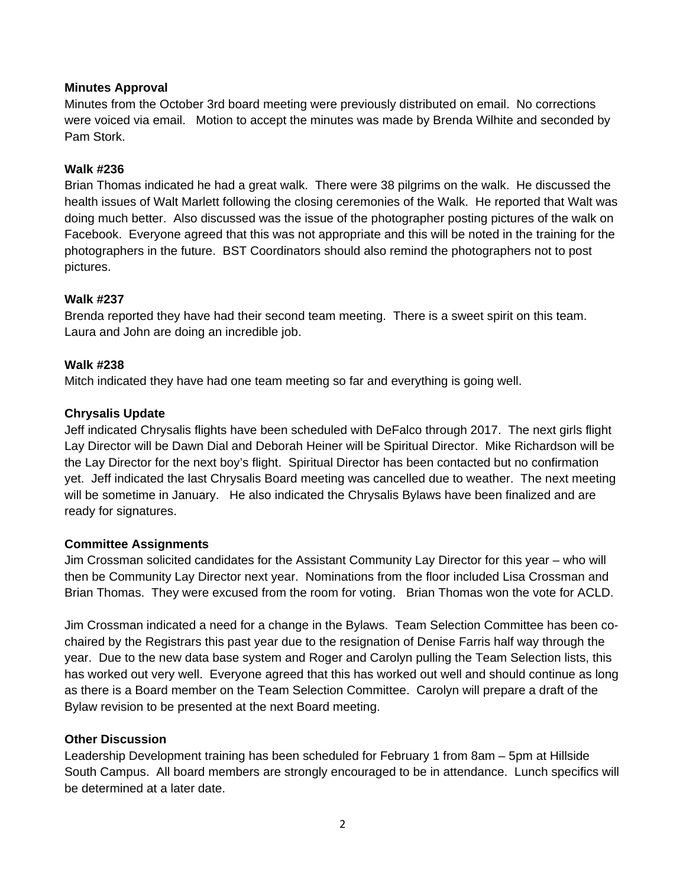**Minutes Approval**

Minutes from the October 3rd board meeting were previously distributed on email. No corrections were voiced via email. Motion to accept the minutes was made by Brenda Wilhite and seconded by Pam Stork.

**Walk #236**

Brian Thomas indicated he had a great walk. There were 38 pilgrims on the walk. He discussed the health issues of Walt Marlett following the closing ceremonies of the Walk. He reported that Walt was doing much better. Also discussed was the issue of the photographer posting pictures of the walk on Facebook. Everyone agreed that this was not appropriate and this will be noted in the training for the photographers in the future. BST Coordinators should also remind the photographers not to post pictures.

**Walk #237**

Brenda reported they have had their second team meeting. There is a sweet spirit on this team. Laura and John are doing an incredible job.

**Walk #238**

Mitch indicated they have had one team meeting so far and everything is going well.

**Chrysalis Update**

Jeff indicated Chrysalis flights have been scheduled with DeFalco through 2017. The next girls flight Lay Director will be Dawn Dial and Deborah Heiner will be Spiritual Director. Mike Richardson will be the Lay Director for the next boy's flight. Spiritual Director has been contacted but no confirmation yet. Jeff indicated the last Chrysalis Board meeting was cancelled due to weather. The next meeting will be sometime in January. He also indicated the Chrysalis Bylaws have been finalized and are ready for signatures.

**Committee Assignments**

Jim Crossman solicited candidates for the Assistant Community Lay Director for this year – who will then be Community Lay Director next year. Nominations from the floor included Lisa Crossman and Brian Thomas. They were excused from the room for voting. Brian Thomas won the vote for ACLD.

Jim Crossman indicated a need for a change in the Bylaws. Team Selection Committee has been co-chaired by the Registrars this past year due to the resignation of Denise Farris half way through the year. Due to the new data base system and Roger and Carolyn pulling the Team Selection lists, this has worked out very well. Everyone agreed that this has worked out well and should continue as long as there is a Board member on the Team Selection Committee. Carolyn will prepare a draft of the Bylaw revision to be presented at the next Board meeting.

**Other Discussion**

Leadership Development training has been scheduled for February 1 from 8am – 5pm at Hillside South Campus. All board members are strongly encouraged to be in attendance. Lunch specifics will be determined at a later date.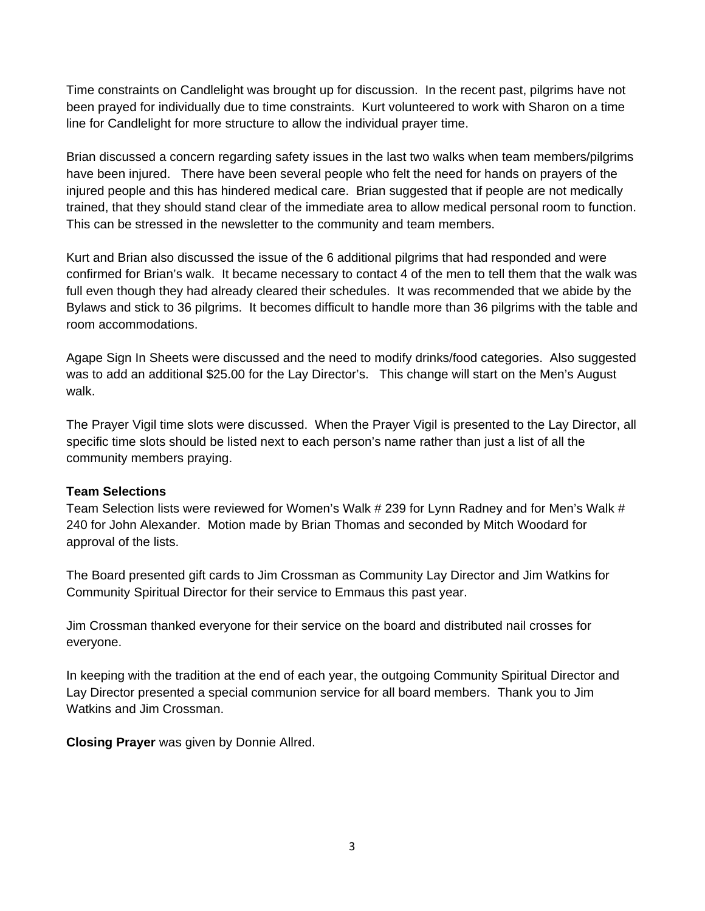Time constraints on Candlelight was brought up for discussion. In the recent past, pilgrims have not been prayed for individually due to time constraints. Kurt volunteered to work with Sharon on a time line for Candlelight for more structure to allow the individual prayer time.

Brian discussed a concern regarding safety issues in the last two walks when team members/pilgrims have been injured. There have been several people who felt the need for hands on prayers of the injured people and this has hindered medical care. Brian suggested that if people are not medically trained, that they should stand clear of the immediate area to allow medical personal room to function. This can be stressed in the newsletter to the community and team members.

Kurt and Brian also discussed the issue of the 6 additional pilgrims that had responded and were confirmed for Brian's walk. It became necessary to contact 4 of the men to tell them that the walk was full even though they had already cleared their schedules. It was recommended that we abide by the Bylaws and stick to 36 pilgrims. It becomes difficult to handle more than 36 pilgrims with the table and room accommodations.

Agape Sign In Sheets were discussed and the need to modify drinks/food categories. Also suggested was to add an additional $25.00 for the Lay Director's. This change will start on the Men's August walk.

The Prayer Vigil time slots were discussed. When the Prayer Vigil is presented to the Lay Director, all specific time slots should be listed next to each person's name rather than just a list of all the community members praying.

**Team Selections**
Team Selection lists were reviewed for Women's Walk # 239 for Lynn Radney and for Men's Walk # 240 for John Alexander. Motion made by Brian Thomas and seconded by Mitch Woodard for approval of the lists.

The Board presented gift cards to Jim Crossman as Community Lay Director and Jim Watkins for Community Spiritual Director for their service to Emmaus this past year.

Jim Crossman thanked everyone for their service on the board and distributed nail crosses for everyone.

In keeping with the tradition at the end of each year, the outgoing Community Spiritual Director and Lay Director presented a special communion service for all board members. Thank you to Jim Watkins and Jim Crossman.

**Closing Prayer** was given by Donnie Allred.